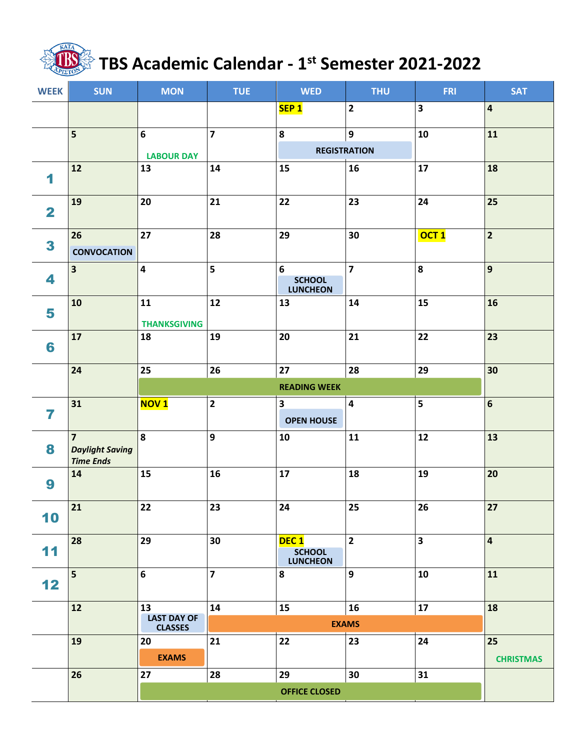# TBS Academic Calendar - 1st Semester 2021-2022

| WEEK | SUN | MON | TUE | WED | THU | FRI | SAT |
|---|---|---|---|---|---|---|---|
| | | | | SEP 1 | 2 | 3 | 4 |
| | 5 | 6 LABOUR DAY | 7 | 8 REGISTRATION | 9 REGISTRATION | 10 | 11 |
| 1 | 12 | 13 | 14 | 15 | 16 | 17 | 18 |
| 2 | 19 | 20 | 21 | 22 | 23 | 24 | 25 |
| 3 | 26 CONVOCATION | 27 | 28 | 29 | 30 | OCT 1 | 2 |
| 4 | 3 | 4 | 5 | 6 SCHOOL LUNCHEON | 7 | 8 | 9 |
| 5 | 10 | 11 THANKSGIVING | 12 | 13 | 14 | 15 | 16 |
| 6 | 17 | 18 | 19 | 20 | 21 | 22 | 23 |
| | 24 | 25 READING WEEK | 26 READING WEEK | 27 READING WEEK | 28 READING WEEK | 29 READING WEEK | 30 |
| 7 | 31 | NOV 1 | 2 | 3 OPEN HOUSE | 4 | 5 | 6 |
| 8 | 7 *Daylight Saving Time Ends* | 8 | 9 | 10 | 11 | 12 | 13 |
| 9 | 14 | 15 | 16 | 17 | 18 | 19 | 20 |
| 10 | 21 | 22 | 23 | 24 | 25 | 26 | 27 |
| 11 | 28 | 29 | 30 | DEC 1 SCHOOL LUNCHEON | 2 | 3 | 4 |
| 12 | 5 | 6 | 7 | 8 | 9 | 10 | 11 |
| | 12 | 13 LAST DAY OF CLASSES | 14 EXAMS | 15 EXAMS | 16 EXAMS | 17 EXAMS | 18 |
| | 19 | 20 EXAMS | 21 | 22 | 23 | 24 | 25 CHRISTMAS |
| | 26 | 27 OFFICE CLOSED | 28 OFFICE CLOSED | 29 OFFICE CLOSED | 30 OFFICE CLOSED | 31 OFFICE CLOSED | |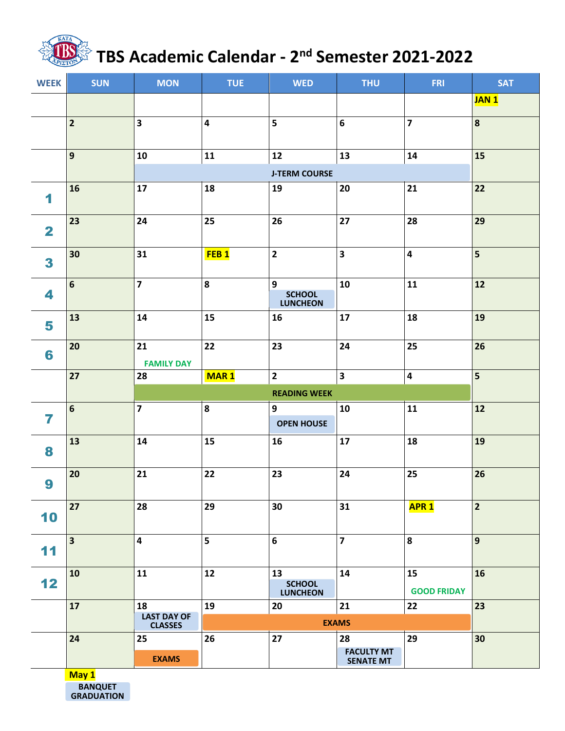# TBS Academic Calendar - 2nd Semester 2021-2022

| WEEK | SUN | MON | TUE | WED | THU | FRI | SAT |
|---|---|---|---|---|---|---|---|
| | | | | | | | JAN 1 |
| | 2 | 3 | 4 | 5 | 6 | 7 | 8 |
| | 9 | 10 J-TERM COURSE | 11 J-TERM COURSE | 12 J-TERM COURSE | 13 J-TERM COURSE | 14 J-TERM COURSE | 15 |
| 1 | 16 | 17 | 18 | 19 | 20 | 21 | 22 |
| 2 | 23 | 24 | 25 | 26 | 27 | 28 | 29 |
| 3 | 30 | 31 | FEB 1 | 2 | 3 | 4 | 5 |
| 4 | 6 | 7 | 8 | 9 SCHOOL LUNCHEON | 10 | 11 | 12 |
| 5 | 13 | 14 | 15 | 16 | 17 | 18 | 19 |
| 6 | 20 | 21 FAMILY DAY | 22 | 23 | 24 | 25 | 26 |
| | 27 | 28 READING WEEK | MAR 1 READING WEEK | 2 READING WEEK | 3 READING WEEK | 4 READING WEEK | 5 |
| 7 | 6 | 7 | 8 | 9 OPEN HOUSE | 10 | 11 | 12 |
| 8 | 13 | 14 | 15 | 16 | 17 | 18 | 19 |
| 9 | 20 | 21 | 22 | 23 | 24 | 25 | 26 |
| 10 | 27 | 28 | 29 | 30 | 31 | APR 1 | 2 |
| 11 | 3 | 4 | 5 | 6 | 7 | 8 | 9 |
| 12 | 10 | 11 | 12 | 13 SCHOOL LUNCHEON | 14 | 15 GOOD FRIDAY | 16 |
| | 17 | 18 LAST DAY OF CLASSES | 19 EXAMS | 20 EXAMS | 21 EXAMS | 22 EXAMS | 23 |
| | 24 | 25 EXAMS | 26 | 27 | 28 FACULTY MT SENATE MT | 29 | 30 |
| | May 1 BANQUET GRADUATION | | | | | | |